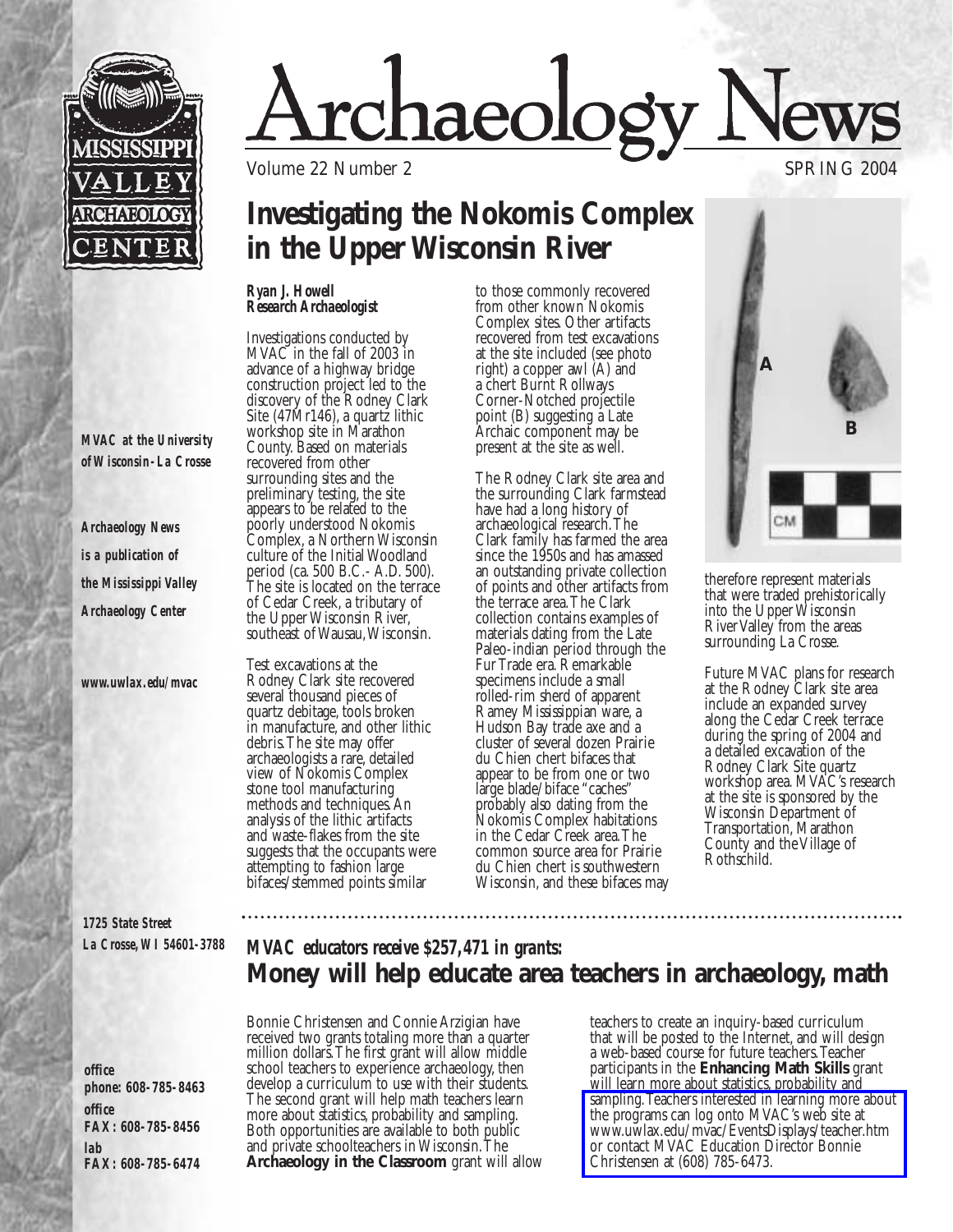# Archaeology News

Volume 22 Number 2 SPRING 2004

*MVAC at the University of Wisconsin-La Crosse*

*Archaeology News is a publication of the Mississippi Valley Archaeology Center*

*www.uwlax.edu/mvac*

**1725 State Street**
**La Crosse, WI 54601-3788**

**office phone: 608-785-8463**
**office FAX: 608-785-8456**
**lab FAX: 608-785-6474**

## Investigating the Nokomis Complex in the Upper Wisconsin River

***Ryan J. Howell***
***Research Archaeologist***

Investigations conducted by MVAC in the fall of 2003 in advance of a highway bridge construction project led to the discovery of the Rodney Clark Site (47Mr146), a quartz lithic workshop site in Marathon County. Based on materials recovered from other surrounding sites and the preliminary testing, the site appears to be related to the poorly understood Nokomis Complex, a Northern Wisconsin culture of the Initial Woodland period (ca. 500 B.C.- A.D. 500). The site is located on the terrace of Cedar Creek, a tributary of the Upper Wisconsin River, southeast of Wausau, Wisconsin.

Test excavations at the Rodney Clark site recovered several thousand pieces of quartz debitage, tools broken in manufacture, and other lithic debris. The site may offer archaeologists a rare, detailed view of Nokomis Complex stone tool manufacturing methods and techniques. An analysis of the lithic artifacts and waste-flakes from the site suggests that the occupants were attempting to fashion large bifaces/stemmed points similar to those commonly recovered from other known Nokomis Complex sites. Other artifacts recovered from test excavations at the site included (see photo right) a copper awl (A) and a chert Burnt Rollways Corner-Notched projectile point (B) suggesting a Late Archaic component may be present at the site as well.

The Rodney Clark site area and the surrounding Clark farmstead have had a long history of archaeological research. The Clark family has farmed the area since the 1950s and has amassed an outstanding private collection of points and other artifacts from the terrace area. The Clark collection contains examples of materials dating from the Late Paleo-indian period through the Fur Trade era. Remarkable specimens include a small rolled-rim sherd of apparent Ramey Mississippian ware, a Hudson Bay trade axe and a cluster of several dozen Prairie du Chien chert bifaces that appear to be from one or two large blade/biface "caches" probably also dating from the Nokomis Complex habitations in the Cedar Creek area. The common source area for Prairie du Chien chert is southwestern Wisconsin, and these bifaces may therefore represent materials that were traded prehistorically into the Upper Wisconsin River Valley from the areas surrounding La Crosse.

Future MVAC plans for research at the Rodney Clark site area include an expanded survey along the Cedar Creek terrace during the spring of 2004 and a detailed excavation of the Rodney Clark Site quartz workshop area. MVAC's research at the site is sponsored by the Wisconsin Department of Transportation, Marathon County and the Village of Rothschild.

---

### *MVAC educators receive $257,471 in grants:*
## Money will help educate area teachers in archaeology, math

Bonnie Christensen and Connie Arzigian have received two grants totaling more than a quarter million dollars. The first grant will allow middle school teachers to experience archaeology, then develop a curriculum to use with their students. The second grant will help math teachers learn more about statistics, probability and sampling. Both opportunities are available to both public and private schoolteachers in Wisconsin. The **Archaeology in the Classroom** grant will allow teachers to create an inquiry-based curriculum that will be posted to the Internet, and will design a web-based course for future teachers. Teacher participants in the **Enhancing Math Skills** grant will learn more about statistics, probability and sampling. Teachers interested in learning more about the programs can log onto MVAC's web site at www.uwlax.edu/mvac/EventsDisplays/teacher.htm or contact MVAC Education Director Bonnie Christensen at (608) 785-6473.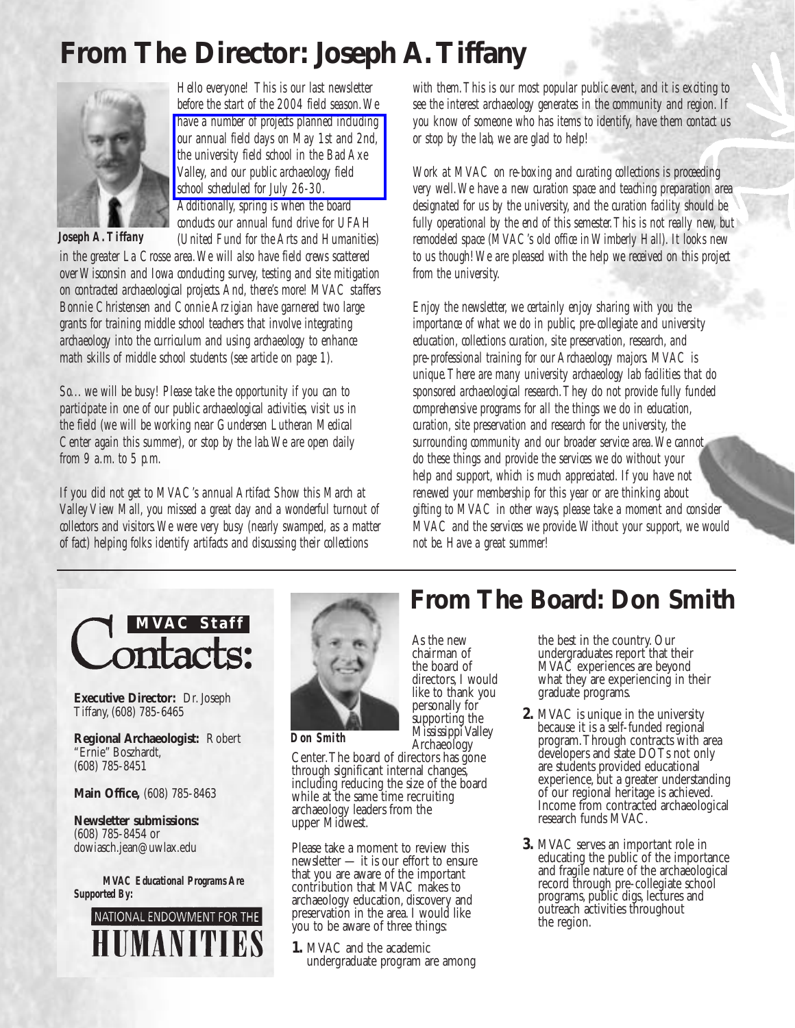# From The Director: Joseph A. Tiffany

*Joseph A. Tiffany*

*Hello everyone! This is our last newsletter before the start of the 2004 field season. We have a number of projects planned including our annual field days on May 1st and 2nd, the university field school in the Bad Axe Valley, and our public archaeology field school scheduled for July 26-30. Additionally, spring is when the board conducts our annual fund drive for UFAH (United Fund for the Arts and Humanities) in the greater La Crosse area. We will also have field crews scattered over Wisconsin and Iowa conducting survey, testing and site mitigation on contracted archaeological projects. And, there's more! MVAC staffers Bonnie Christensen and Connie Arzigian have garnered two large grants for training middle school teachers that involve integrating archaeology into the curriculum and using archaeology to enhance math skills of middle school students (see article on page 1).*

*So... we will be busy! Please take the opportunity if you can to participate in one of our public archaeological activities, visit us in the field (we will be working near Gundersen Lutheran Medical Center again this summer), or stop by the lab. We are open daily from 9 a.m. to 5 p.m.*

*If you did not get to MVAC's annual Artifact Show this March at Valley View Mall, you missed a great day and a wonderful turnout of collectors and visitors. We were very busy (nearly swamped, as a matter of fact) helping folks identify artifacts and discussing their collections with them. This is our most popular public event, and it is exciting to see the interest archaeology generates in the community and region. If you know of someone who has items to identify, have them contact us or stop by the lab, we are glad to help!*

*Work at MVAC on re-boxing and curating collections is proceeding very well. We have a new curation space and teaching preparation area designated for us by the university, and the curation facility should be fully operational by the end of this semester. This is not really new, but remodeled space (MVAC's old office in Wimberly Hall). It looks new to us though! We are pleased with the help we received on this project from the university.*

*Enjoy the newsletter, we certainly enjoy sharing with you the importance of what we do in public, pre-collegiate and university education, collections curation, site preservation, research, and pre-professional training for our Archaeology majors. MVAC is unique. There are many university archaeology lab facilities that do sponsored archaeological research. They do not provide fully funded comprehensive programs for all the things we do in education, curation, site preservation and research for the university, the surrounding community and our broader service area. We cannot do these things and provide the services we do without your help and support, which is much appreciated. If you have not renewed your membership for this year or are thinking about gifting to MVAC in other ways, please take a moment and consider MVAC and the services we provide. Without your support, we would not be. Have a great summer!*

## MVAC Staff Contacts:

**Executive Director:** Dr. Joseph Tiffany, (608) 785-6465

**Regional Archaeologist:** Robert "Ernie" Boszhardt, (608) 785-8451

**Main Office,** (608) 785-8463

**Newsletter submissions:** (608) 785-8454 or dowiasch.jean@uwlax.edu

***MVAC Educational Programs Are Supported By:***

NATIONAL ENDOWMENT FOR THE HUMANITIES

# From The Board: Don Smith

***Don Smith***

As the new chairman of the board of directors, I would like to thank you personally for supporting the Mississippi Valley Archaeology Center. The board of directors has gone through significant internal changes, including reducing the size of the board while at the same time recruiting archaeology leaders from the upper Midwest.

Please take a moment to review this newsletter — it is our effort to ensure that you are aware of the important contribution that MVAC makes to archaeology education, discovery and preservation in the area. I would like you to be aware of three things:

1. MVAC and the academic undergraduate program are among the best in the country. Our undergraduates report that their MVAC experiences are beyond what they are experiencing in their graduate programs.
2. MVAC is unique in the university because it is a self-funded regional program. Through contracts with area developers and state DOTs not only are students provided educational experience, but a greater understanding of our regional heritage is achieved. Income from contracted archaeological research funds MVAC.
3. MVAC serves an important role in educating the public of the importance and fragile nature of the archaeological record through pre-collegiate school programs, public digs, lectures and outreach activities throughout the region.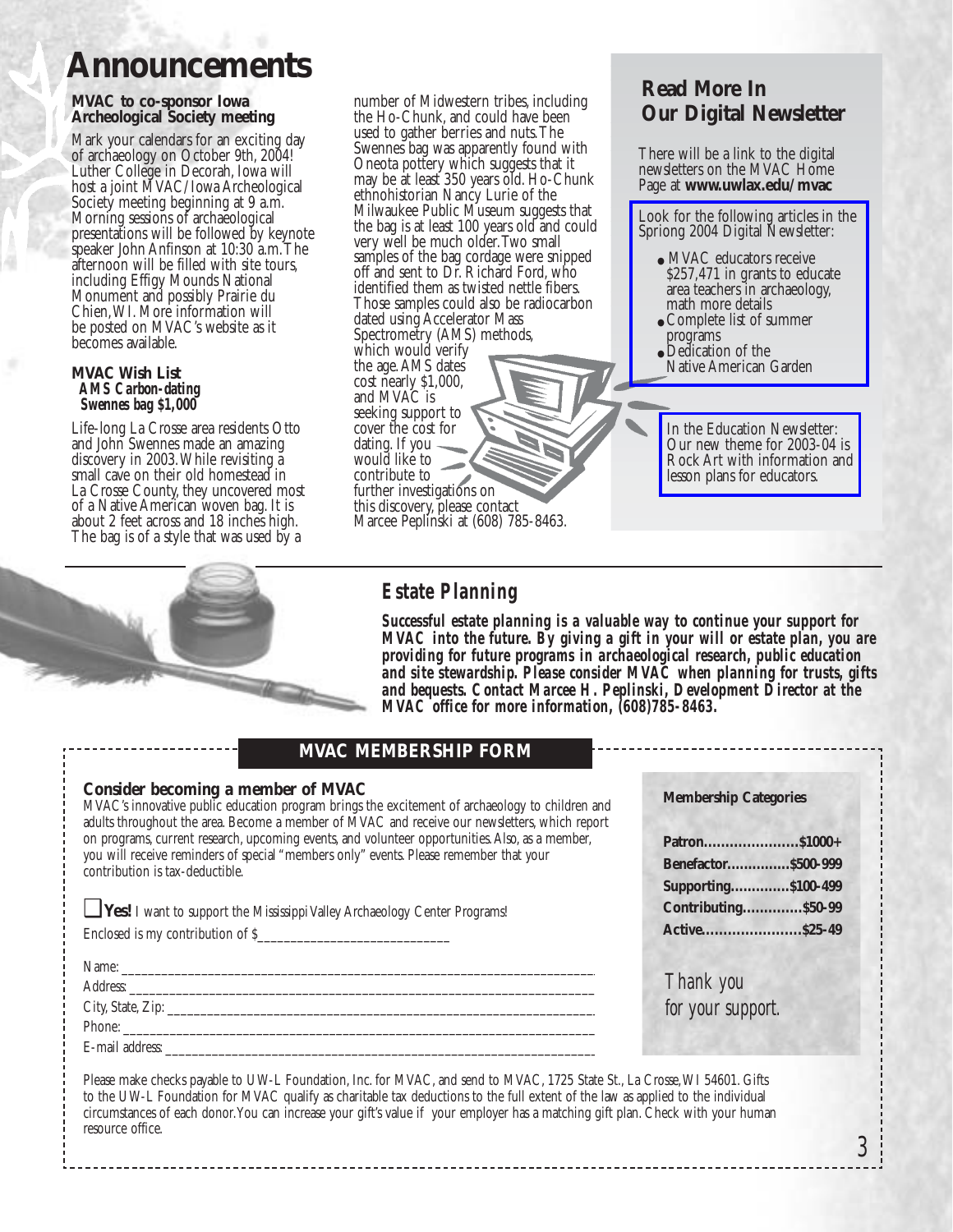# Announcements

### MVAC to co-sponsor Iowa Archeological Society meeting

Mark your calendars for an exciting day of archaeology on October 9th, 2004! Luther College in Decorah, Iowa will host a joint MVAC/Iowa Archeological Society meeting beginning at 9 a.m. Morning sessions of archaeological presentations will be followed by keynote speaker John Anfinson at 10:30 a.m. The afternoon will be filled with site tours, including Effigy Mounds National Monument and possibly Prairie du Chien, WI. More information will be posted on MVAC's website as it becomes available.

### MVAC Wish List

***AMS Carbon-dating Swennes bag $1,000***

Life-long La Crosse area residents Otto and John Swennes made an amazing discovery in 2003. While revisiting a small cave on their old homestead in La Crosse County, they uncovered most of a Native American woven bag. It is about 2 feet across and 18 inches high. The bag is of a style that was used by a number of Midwestern tribes, including the Ho-Chunk, and could have been used to gather berries and nuts. The Swennes bag was apparently found with Oneota pottery which suggests that it may be at least 350 years old. Ho-Chunk ethnohistorian Nancy Lurie of the Milwaukee Public Museum suggests that the bag is at least 100 years old and could very well be much older. Two small samples of the bag cordage were snipped off and sent to Dr. Richard Ford, who identified them as twisted nettle fibers. Those samples could also be radiocarbon dated using Accelerator Mass Spectrometry (AMS) methods, which would verify the age. AMS dates cost nearly $1,000, and MVAC is seeking support to cover the cost for dating. If you would like to contribute to further investigations on this discovery, please contact Marcee Peplinski at (608) 785-8463.

## Read More In Our Digital Newsletter

There will be a link to the digital newsletters on the MVAC Home Page at **www.uwlax.edu/mvac**

Look for the following articles in the Spriong 2004 Digital Newsletter:

- MVAC educators receive $257,471 in grants to educate area teachers in archaeology, math more details
- Complete list of summer programs
- Dedication of the Native American Garden

In the Education Newsletter: Our new theme for 2003-04 is Rock Art with information and lesson plans for educators.

## Estate Planning

***Successful estate planning is a valuable way to continue your support for MVAC into the future. By giving a gift in your will or estate plan, you are providing for future programs in archaeological research, public education and site stewardship. Please consider MVAC when planning for trusts, gifts and bequests. Contact Marcee H. Peplinski, Development Director at the MVAC office for more information, (608)785-8463.***

## MVAC MEMBERSHIP FORM

### Consider becoming a member of MVAC

MVAC's innovative public education program brings the excitement of archaeology to children and adults throughout the area. Become a member of MVAC and receive our newsletters, which report on programs, current research, upcoming events, and volunteer opportunities. Also, as a member, you will receive reminders of special "members only" events. Please remember that your contribution is tax-deductible.

☐ **Yes!** I want to support the Mississippi Valley Archaeology Center Programs!

Enclosed is my contribution of $______________________________

Name: ______________________________

Address: ______________________________

City, State, Zip: ______________________________

Phone: ______________________________

E-mail address: ______________________________

**Membership Categories**

| Category | Amount |
|---|---|
| Patron | $1000+ |
| Benefactor | $500-999 |
| Supporting | $100-499 |
| Contributing | $50-99 |
| Active | $25-49 |

*Thank you for your support.*

Please make checks payable to UW-L Foundation, Inc. for MVAC, and send to MVAC, 1725 State St., La Crosse, WI 54601. Gifts to the UW-L Foundation for MVAC qualify as charitable tax deductions to the full extent of the law as applied to the individual circumstances of each donor. You can increase your gift's value if your employer has a matching gift plan. Check with your human resource office.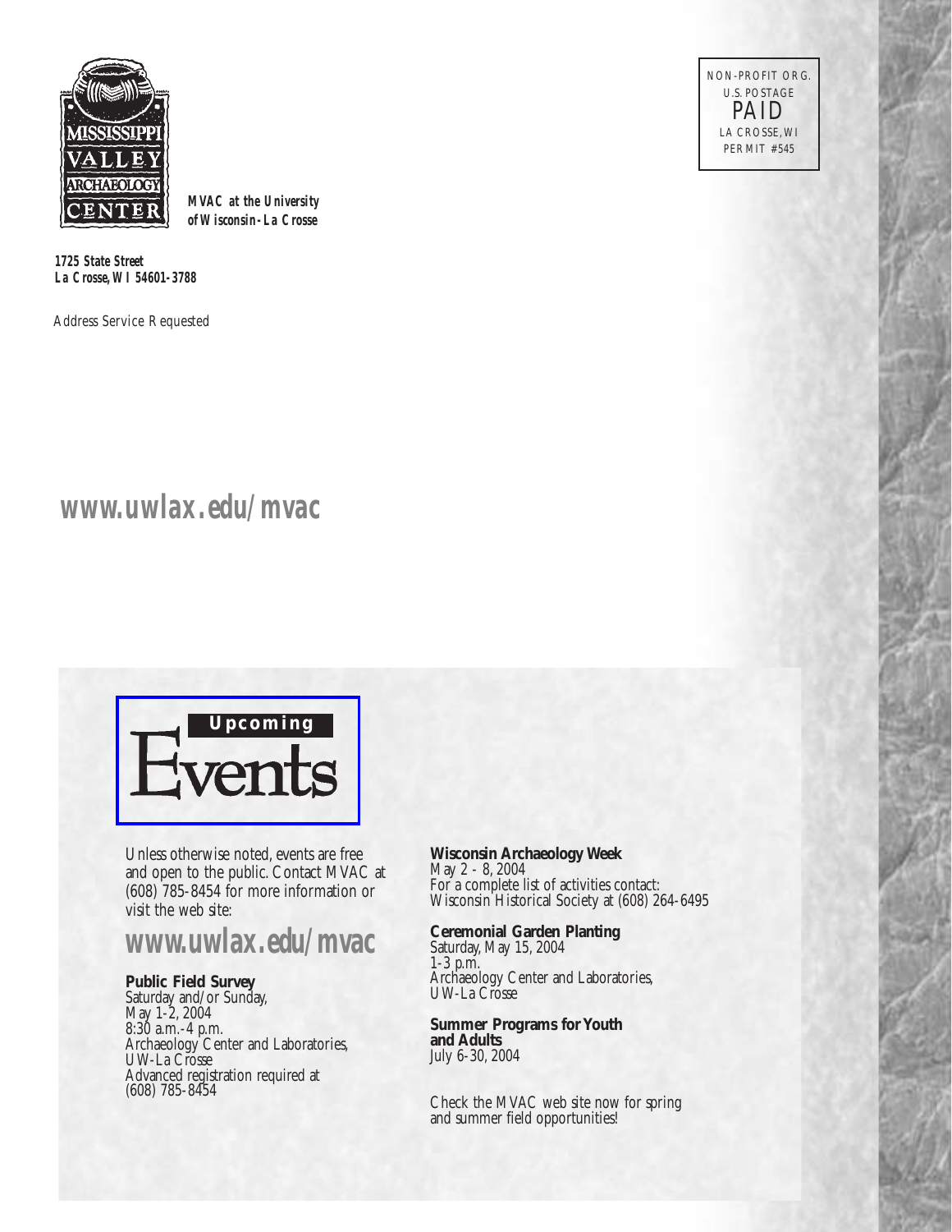MISSISSIPPI VALLEY ARCHAEOLOGY CENTER

**MVAC at the University of Wisconsin-La Crosse**

**1725 State Street**
**La Crosse, WI 54601-3788**

Address Service Requested

NON-PROFIT ORG.
U.S. POSTAGE
PAID
LA CROSSE, WI
PERMIT #545

**www.uwlax.edu/mvac**

## Upcoming Events

Unless otherwise noted, events are free and open to the public. Contact MVAC at (608) 785-8454 for more information or visit the web site:

**www.uwlax.edu/mvac**

**Public Field Survey**
Saturday and/or Sunday,
May 1-2, 2004
8:30 a.m.-4 p.m.
Archaeology Center and Laboratories,
UW-La Crosse
Advanced registration required at
(608) 785-8454

**Wisconsin Archaeology Week**
May 2 - 8, 2004
For a complete list of activities contact:
Wisconsin Historical Society at (608) 264-6495

**Ceremonial Garden Planting**
Saturday, May 15, 2004
1-3 p.m.
Archaeology Center and Laboratories,
UW-La Crosse

**Summer Programs for Youth and Adults**
July 6-30, 2004

Check the MVAC web site now for spring and summer field opportunities!